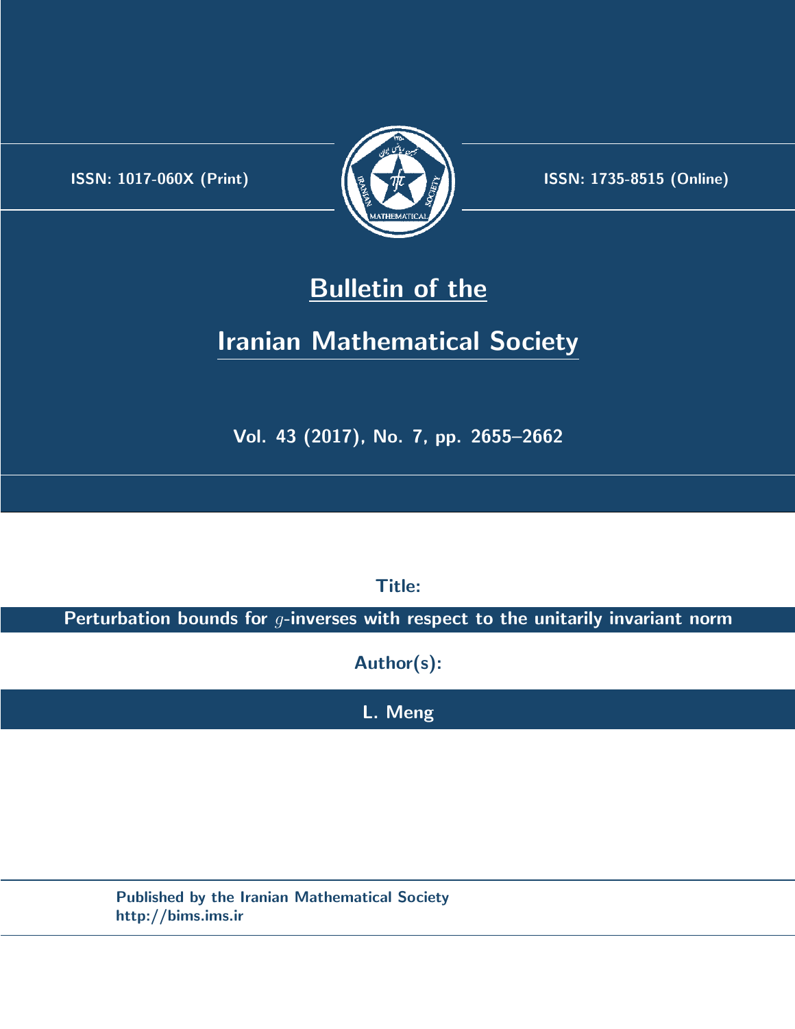ISSN: 1017-060X (Print)

ISSN: 1735-8515 (Online)

# Bulletin of the

# Iranian Mathematical Society

Vol. 43 (2017), No. 7, pp. 2655–2662

**Title:**

**Perturbation bounds for $g$-inverses with respect to the unitarily invariant norm**

**Author(s):**

**L. Meng**

Published by the Iranian Mathematical Society
http://bims.ims.ir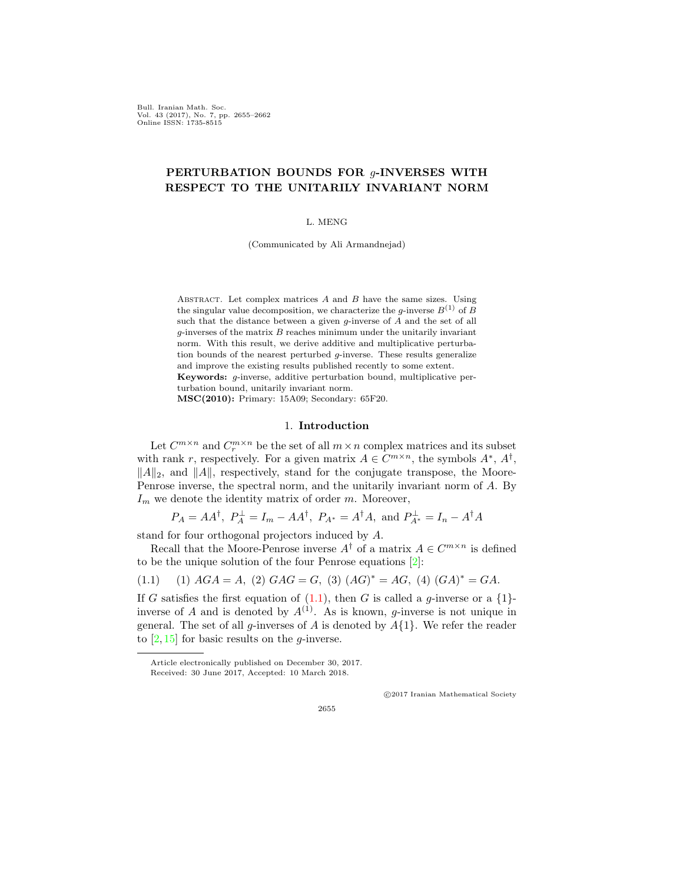# PERTURBATION BOUNDS FOR $g$-INVERSES WITH RESPECT TO THE UNITARILY INVARIANT NORM

L. MENG

(Communicated by Ali Armandnejad)

Abstract. Let complex matrices $A$ and $B$ have the same sizes. Using the singular value decomposition, we characterize the $g$-inverse $B^{(1)}$ of $B$ such that the distance between a given $g$-inverse of $A$ and the set of all $g$-inverses of the matrix $B$ reaches minimum under the unitarily invariant norm. With this result, we derive additive and multiplicative perturbation bounds of the nearest perturbed $g$-inverse. These results generalize and improve the existing results published recently to some extent.

**Keywords:** $g$-inverse, additive perturbation bound, multiplicative perturbation bound, unitarily invariant norm.

**MSC(2010):** Primary: 15A09; Secondary: 65F20.

## 1. Introduction

Let $C^{m\times n}$ and $C_r^{m\times n}$ be the set of all $m \times n$ complex matrices and its subset with rank $r$, respectively. For a given matrix $A \in C^{m\times n}$, the symbols $A^*$, $A^\dagger$, $\|A\|_2$, and $\|A\|$, respectively, stand for the conjugate transpose, the Moore-Penrose inverse, the spectral norm, and the unitarily invariant norm of $A$. By $I_m$ we denote the identity matrix of order $m$. Moreover,

$$P_A = AA^\dagger,\ P_A^\perp = I_m - AA^\dagger,\ P_{A^*} = A^\dagger A, \text{ and } P_{A^*}^\perp = I_n - A^\dagger A$$

stand for four orthogonal projectors induced by $A$.

Recall that the Moore-Penrose inverse $A^\dagger$ of a matrix $A \in C^{m\times n}$ is defined to be the unique solution of the four Penrose equations [2]:

$$(1.1)\qquad (1)\ AGA = A,\ (2)\ GAG = G,\ (3)\ (AG)^* = AG,\ (4)\ (GA)^* = GA.$$

If $G$ satisfies the first equation of (1.1), then $G$ is called a $g$-inverse or a $\{1\}$-inverse of $A$ and is denoted by $A^{(1)}$. As is known, $g$-inverse is not unique in general. The set of all $g$-inverses of $A$ is denoted by $A\{1\}$. We refer the reader to [2, 15] for basic results on the $g$-inverse.

Article electronically published on December 30, 2017.
Received: 30 June 2017, Accepted: 10 March 2018.

©2017 Iranian Mathematical Society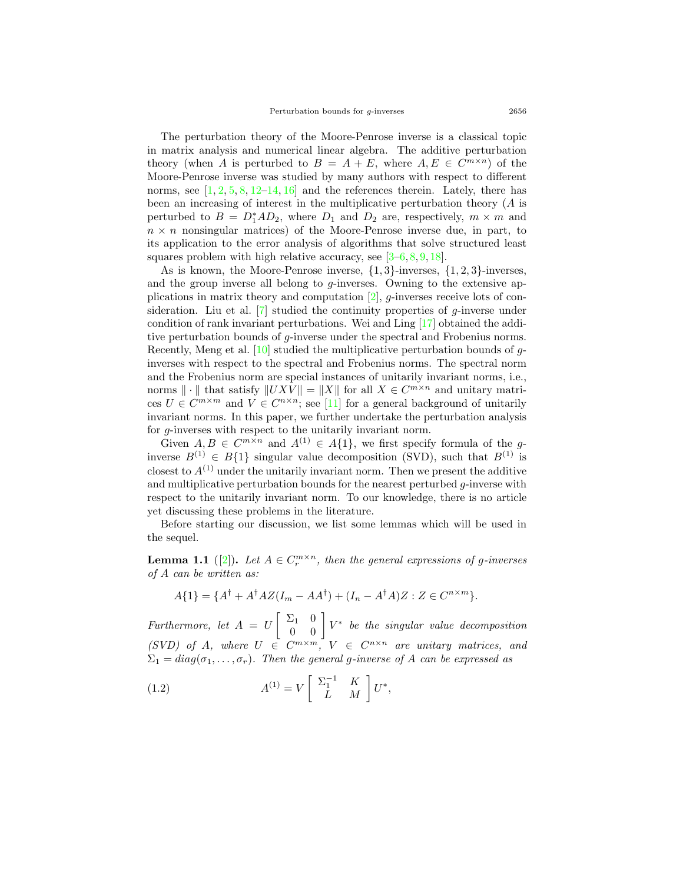The perturbation theory of the Moore-Penrose inverse is a classical topic in matrix analysis and numerical linear algebra. The additive perturbation theory (when $A$ is perturbed to $B = A + E$, where $A, E \in C^{m\times n}$) of the Moore-Penrose inverse was studied by many authors with respect to different norms, see [1, 2, 5, 8, 12–14, 16] and the references therein. Lately, there has been an increasing of interest in the multiplicative perturbation theory ($A$ is perturbed to $B = D_1^* A D_2$, where $D_1$ and $D_2$ are, respectively, $m \times m$ and $n \times n$ nonsingular matrices) of the Moore-Penrose inverse due, in part, to its application to the error analysis of algorithms that solve structured least squares problem with high relative accuracy, see [3–6, 8, 9, 18].

As is known, the Moore-Penrose inverse, $\{1, 3\}$-inverses, $\{1, 2, 3\}$-inverses, and the group inverse all belong to $g$-inverses. Owning to the extensive applications in matrix theory and computation [2], $g$-inverses receive lots of consideration. Liu et al. [7] studied the continuity properties of $g$-inverse under condition of rank invariant perturbations. Wei and Ling [17] obtained the additive perturbation bounds of $g$-inverse under the spectral and Frobenius norms. Recently, Meng et al. [10] studied the multiplicative perturbation bounds of $g$-inverses with respect to the spectral and Frobenius norms. The spectral norm and the Frobenius norm are special instances of unitarily invariant norms, i.e., norms $\|\cdot\|$ that satisfy $\|UXV\| = \|X\|$ for all $X \in C^{m\times n}$ and unitary matrices $U \in C^{m\times m}$ and $V \in C^{n\times n}$; see [11] for a general background of unitarily invariant norms. In this paper, we further undertake the perturbation analysis for $g$-inverses with respect to the unitarily invariant norm.

Given $A, B \in C^{m\times n}$ and $A^{(1)} \in A\{1\}$, we first specify formula of the $g$-inverse $B^{(1)} \in B\{1\}$ singular value decomposition (SVD), such that $B^{(1)}$ is closest to $A^{(1)}$ under the unitarily invariant norm. Then we present the additive and multiplicative perturbation bounds for the nearest perturbed $g$-inverse with respect to the unitarily invariant norm. To our knowledge, there is no article yet discussing these problems in the literature.

Before starting our discussion, we list some lemmas which will be used in the sequel.

**Lemma 1.1** ([2]). *Let $A \in C_r^{m\times n}$, then the general expressions of $g$-inverses of $A$ can be written as:*

$$A\{1\} = \{A^\dagger + A^\dagger A Z (I_m - AA^\dagger) + (I_n - A^\dagger A) Z : Z \in C^{n\times m}\}.$$

*Furthermore, let $A = U \begin{bmatrix} \Sigma_1 & 0 \\ 0 & 0 \end{bmatrix} V^*$ be the singular value decomposition (SVD) of $A$, where $U \in C^{m\times m}$, $V \in C^{n\times n}$ are unitary matrices, and $\Sigma_1 = diag(\sigma_1, \ldots, \sigma_r)$. Then the general $g$-inverse of $A$ can be expressed as*

$$A^{(1)} = V \begin{bmatrix} \Sigma_1^{-1} & K \\ L & M \end{bmatrix} U^*, \tag{1.2}$$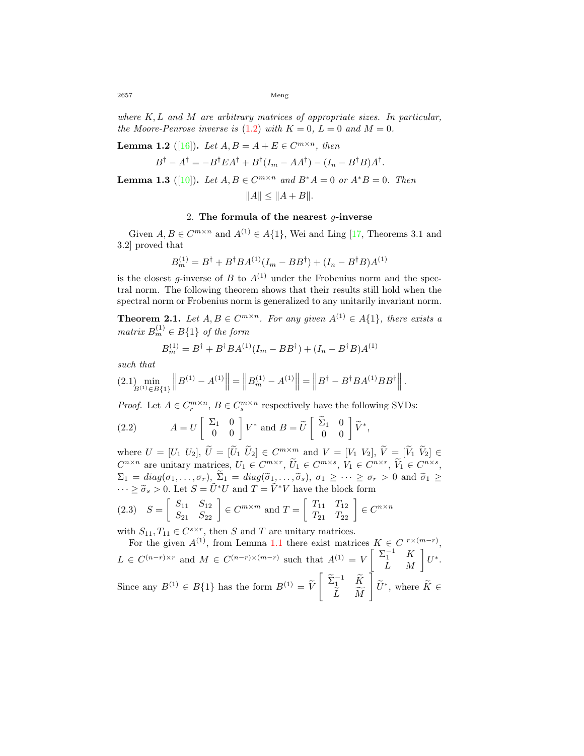*where $K, L$ and $M$ are arbitrary matrices of appropriate sizes. In particular, the Moore-Penrose inverse is* (1.2) *with $K = 0$, $L = 0$ and $M = 0$.*

**Lemma 1.2** ([16])**.** *Let $A, B = A + E \in C^{m\times n}$, then*

$$B^\dagger - A^\dagger = -B^\dagger E A^\dagger + B^\dagger(I_m - AA^\dagger) - (I_n - B^\dagger B)A^\dagger.$$

**Lemma 1.3** ([10])**.** *Let $A, B \in C^{m\times n}$ and $B^*A = 0$ or $A^*B = 0$. Then*

$$\|A\| \le \|A + B\|.$$

## 2. **The formula of the nearest $g$-inverse**

Given $A, B \in C^{m\times n}$ and $A^{(1)} \in A\{1\}$, Wei and Ling [17, Theorems 3.1 and 3.2] proved that

$$B_m^{(1)} = B^\dagger + B^\dagger B A^{(1)}(I_m - BB^\dagger) + (I_n - B^\dagger B)A^{(1)}$$

is the closest $g$-inverse of $B$ to $A^{(1)}$ under the Frobenius norm and the spectral norm. The following theorem shows that their results still hold when the spectral norm or Frobenius norm is generalized to any unitarily invariant norm.

**Theorem 2.1.** *Let $A, B \in C^{m\times n}$. For any given $A^{(1)} \in A\{1\}$, there exists a matrix $B_m^{(1)} \in B\{1\}$ of the form*

$$B_m^{(1)} = B^\dagger + B^\dagger B A^{(1)}(I_m - BB^\dagger) + (I_n - B^\dagger B)A^{(1)}$$

*such that*

$$(2.1)\quad \min_{B^{(1)}\in B\{1\}} \left\| B^{(1)} - A^{(1)} \right\| = \left\| B_m^{(1)} - A^{(1)} \right\| = \left\| B^\dagger - B^\dagger B A^{(1)} B B^\dagger \right\|.$$

*Proof.* Let $A \in C_r^{m\times n}$, $B \in C_s^{m\times n}$ respectively have the following SVDs:

$$(2.2)\qquad A = U \begin{bmatrix} \Sigma_1 & 0 \\ 0 & 0 \end{bmatrix} V^* \text{ and } B = \widetilde{U} \begin{bmatrix} \widetilde{\Sigma}_1 & 0 \\ 0 & 0 \end{bmatrix} \widetilde{V}^*,$$

where $U = [U_1\ U_2]$, $\widetilde{U} = [\widetilde{U}_1\ \widetilde{U}_2] \in C^{m\times m}$ and $V = [V_1\ V_2]$, $\widetilde{V} = [\widetilde{V}_1\ \widetilde{V}_2] \in C^{n\times n}$ are unitary matrices, $U_1 \in C^{m\times r}$, $\widetilde{U}_1 \in C^{m\times s}$, $V_1 \in C^{n\times r}$, $\widetilde{V}_1 \in C^{n\times s}$, $\Sigma_1 = diag(\sigma_1, \ldots, \sigma_r)$, $\widetilde{\Sigma}_1 = diag(\widetilde{\sigma}_1, \ldots, \widetilde{\sigma}_s)$, $\sigma_1 \ge \cdots \ge \sigma_r > 0$ and $\widetilde{\sigma}_1 \ge \cdots \ge \widetilde{\sigma}_s > 0$. Let $S = \widetilde{U}^*U$ and $T = \widetilde{V}^*V$ have the block form

$$(2.3)\quad S = \begin{bmatrix} S_{11} & S_{12} \\ S_{21} & S_{22} \end{bmatrix} \in C^{m\times m} \text{ and } T = \begin{bmatrix} T_{11} & T_{12} \\ T_{21} & T_{22} \end{bmatrix} \in C^{n\times n}$$

with $S_{11}, T_{11} \in C^{s\times r}$, then $S$ and $T$ are unitary matrices.

For the given $A^{(1)}$, from Lemma 1.1 there exist matrices $K \in C^{r\times(m-r)}$, $L \in C^{(n-r)\times r}$ and $M \in C^{(n-r)\times(m-r)}$ such that $A^{(1)} = V \begin{bmatrix} \Sigma_1^{-1} & K \\ L & M \end{bmatrix} U^*$. Since any $B^{(1)} \in B\{1\}$ has the form $B^{(1)} = \widetilde{V} \begin{bmatrix} \widetilde{\Sigma}_1^{-1} & \widetilde{K} \\ \widetilde{L} & \widetilde{M} \end{bmatrix} \widetilde{U}^*$, where $\widetilde{K} \in$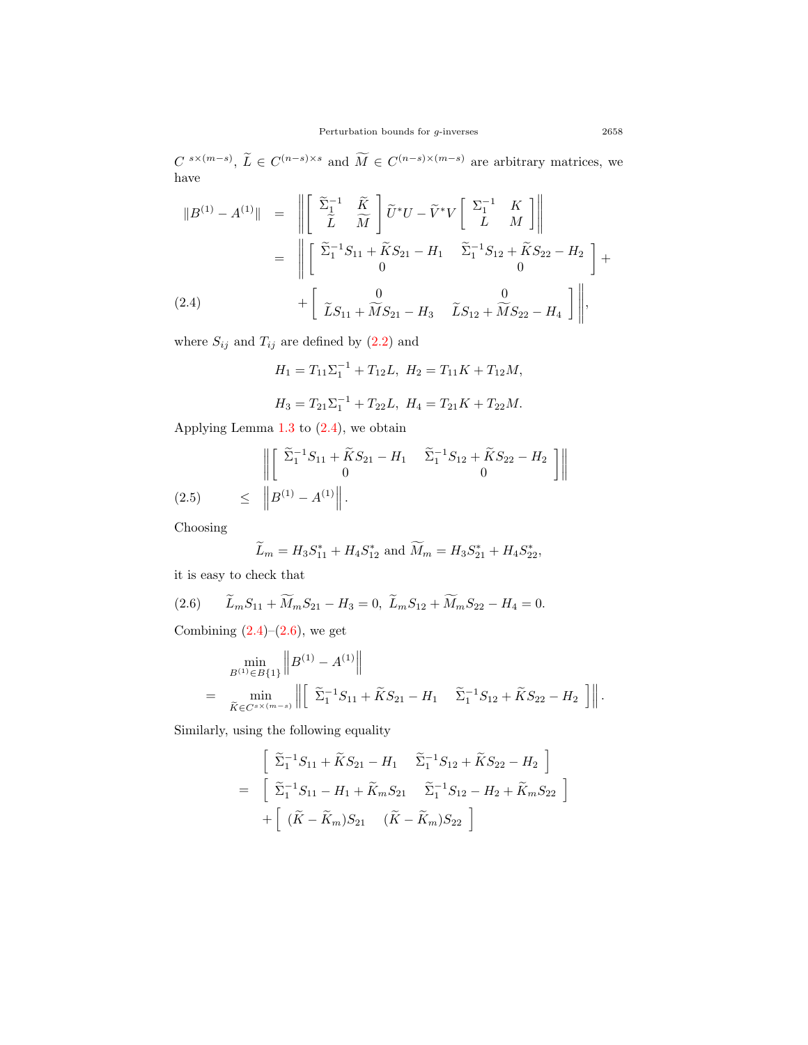$C^{\,s\times(m-s)}$, $\widetilde{L} \in C^{(n-s)\times s}$ and $\widetilde{M} \in C^{(n-s)\times(m-s)}$ are arbitrary matrices, we have

$$
\begin{aligned}
\|B^{(1)} - A^{(1)}\| &= \left\| \begin{bmatrix} \widetilde{\Sigma}_1^{-1} & \widetilde{K} \\ \widetilde{L} & \widetilde{M} \end{bmatrix} \widetilde{U}^* U - \widetilde{V}^* V \begin{bmatrix} \Sigma_1^{-1} & K \\ L & M \end{bmatrix} \right\| \\
&= \left\| \begin{bmatrix} \widetilde{\Sigma}_1^{-1} S_{11} + \widetilde{K} S_{21} - H_1 & \widetilde{\Sigma}_1^{-1} S_{12} + \widetilde{K} S_{22} - H_2 \\ 0 & 0 \end{bmatrix} + \right. \\
&\qquad \left. + \begin{bmatrix} 0 & 0 \\ \widetilde{L} S_{11} + \widetilde{M} S_{21} - H_3 & \widetilde{L} S_{12} + \widetilde{M} S_{22} - H_4 \end{bmatrix} \right\|, \qquad (2.4)
\end{aligned}
$$

where $S_{ij}$ and $T_{ij}$ are defined by (2.2) and

$$
H_1 = T_{11}\Sigma_1^{-1} + T_{12}L, \;\; H_2 = T_{11}K + T_{12}M,
$$

$$
H_3 = T_{21}\Sigma_1^{-1} + T_{22}L, \;\; H_4 = T_{21}K + T_{22}M.
$$

Applying Lemma 1.3 to (2.4), we obtain

$$
\left\| \begin{bmatrix} \widetilde{\Sigma}_1^{-1} S_{11} + \widetilde{K} S_{21} - H_1 & \widetilde{\Sigma}_1^{-1} S_{12} + \widetilde{K} S_{22} - H_2 \\ 0 & 0 \end{bmatrix} \right\| \leq \left\| B^{(1)} - A^{(1)} \right\|. \qquad (2.5)
$$

Choosing

$$
\widetilde{L}_m = H_3 S_{11}^* + H_4 S_{12}^* \text{ and } \widetilde{M}_m = H_3 S_{21}^* + H_4 S_{22}^*,
$$

it is easy to check that

$$
\widetilde{L}_m S_{11} + \widetilde{M}_m S_{21} - H_3 = 0, \; \widetilde{L}_m S_{12} + \widetilde{M}_m S_{22} - H_4 = 0. \qquad (2.6)
$$

Combining (2.4)–(2.6), we get

$$
\begin{aligned}
&\min_{B^{(1)} \in B\{1\}} \left\| B^{(1)} - A^{(1)} \right\| \\
&= \min_{\widetilde{K} \in C^{s\times(m-s)}} \left\| \begin{bmatrix} \widetilde{\Sigma}_1^{-1} S_{11} + \widetilde{K} S_{21} - H_1 & \widetilde{\Sigma}_1^{-1} S_{12} + \widetilde{K} S_{22} - H_2 \end{bmatrix} \right\|.
\end{aligned}
$$

Similarly, using the following equality

$$
\begin{aligned}
&\begin{bmatrix} \widetilde{\Sigma}_1^{-1} S_{11} + \widetilde{K} S_{21} - H_1 & \widetilde{\Sigma}_1^{-1} S_{12} + \widetilde{K} S_{22} - H_2 \end{bmatrix} \\
= &\begin{bmatrix} \widetilde{\Sigma}_1^{-1} S_{11} - H_1 + \widetilde{K}_m S_{21} & \widetilde{\Sigma}_1^{-1} S_{12} - H_2 + \widetilde{K}_m S_{22} \end{bmatrix} \\
&+ \begin{bmatrix} (\widetilde{K} - \widetilde{K}_m) S_{21} & (\widetilde{K} - \widetilde{K}_m) S_{22} \end{bmatrix}
\end{aligned}
$$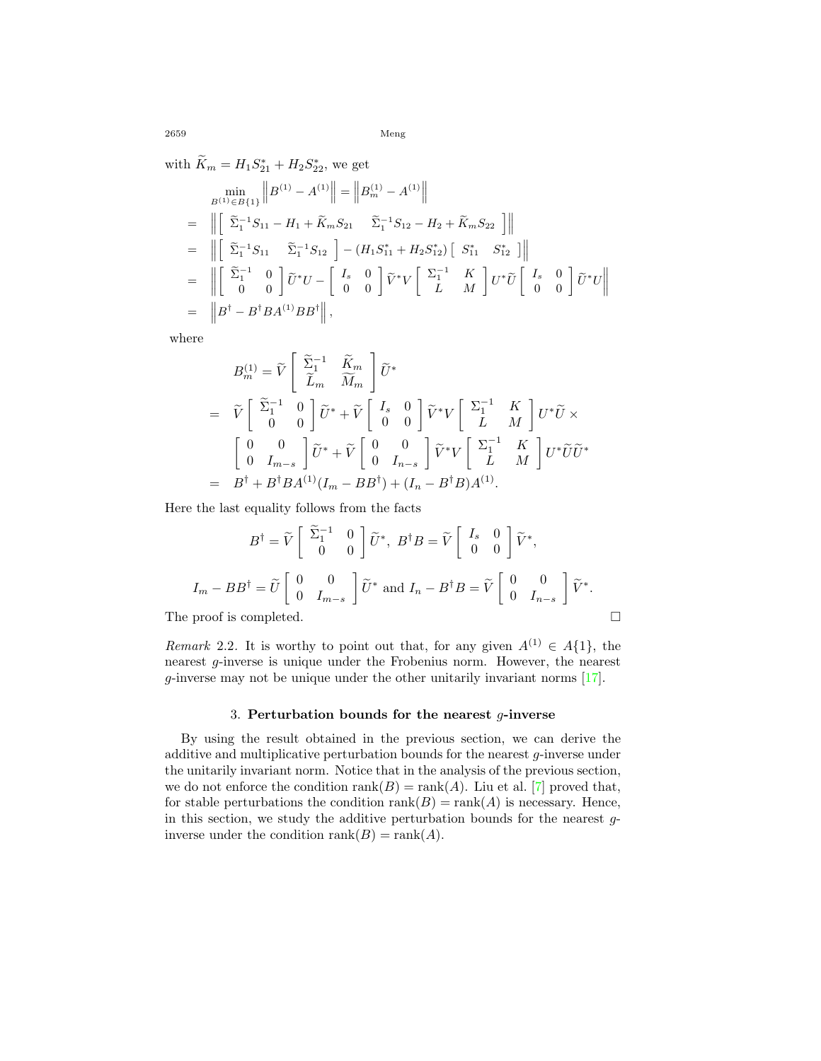with $\widetilde{K}_m = H_1 S_{21}^* + H_2 S_{22}^*$, we get

$$
\begin{aligned}
&\min_{B^{(1)} \in B\{1\}} \left\| B^{(1)} - A^{(1)} \right\| = \left\| B_m^{(1)} - A^{(1)} \right\| \\
= &\left\| \left[ \begin{array}{cc} \widetilde{\Sigma}_1^{-1} S_{11} - H_1 + \widetilde{K}_m S_{21} & \widetilde{\Sigma}_1^{-1} S_{12} - H_2 + \widetilde{K}_m S_{22} \end{array} \right] \right\| \\
= &\left\| \left[ \begin{array}{cc} \widetilde{\Sigma}_1^{-1} S_{11} & \widetilde{\Sigma}_1^{-1} S_{12} \end{array} \right] - (H_1 S_{11}^* + H_2 S_{12}^*) \left[ \begin{array}{cc} S_{11}^* & S_{12}^* \end{array} \right] \right\| \\
= &\left\| \left[ \begin{array}{cc} \widetilde{\Sigma}_1^{-1} & 0 \\ 0 & 0 \end{array} \right] \widetilde{U}^* U - \left[ \begin{array}{cc} I_s & 0 \\ 0 & 0 \end{array} \right] \widetilde{V}^* V \left[ \begin{array}{cc} \Sigma_1^{-1} & K \\ L & M \end{array} \right] U^* \widetilde{U} \left[ \begin{array}{cc} I_s & 0 \\ 0 & 0 \end{array} \right] \widetilde{U}^* U \right\| \\
= &\left\| B^\dagger - B^\dagger B A^{(1)} B B^\dagger \right\|,
\end{aligned}
$$

where

$$
\begin{aligned}
&B_m^{(1)} = \widetilde{V} \left[ \begin{array}{cc} \widetilde{\Sigma}_1^{-1} & \widetilde{K}_m \\ \widetilde{L}_m & \widetilde{M}_m \end{array} \right] \widetilde{U}^* \\
= &\widetilde{V} \left[ \begin{array}{cc} \widetilde{\Sigma}_1^{-1} & 0 \\ 0 & 0 \end{array} \right] \widetilde{U}^* + \widetilde{V} \left[ \begin{array}{cc} I_s & 0 \\ 0 & 0 \end{array} \right] \widetilde{V}^* V \left[ \begin{array}{cc} \Sigma_1^{-1} & K \\ L & M \end{array} \right] U^* \widetilde{U} \times \\
&\left[ \begin{array}{cc} 0 & 0 \\ 0 & I_{m-s} \end{array} \right] \widetilde{U}^* + \widetilde{V} \left[ \begin{array}{cc} 0 & 0 \\ 0 & I_{n-s} \end{array} \right] \widetilde{V}^* V \left[ \begin{array}{cc} \Sigma_1^{-1} & K \\ L & M \end{array} \right] U^* \widetilde{U} \widetilde{U}^* \\
= &B^\dagger + B^\dagger B A^{(1)} (I_m - B B^\dagger) + (I_n - B^\dagger B) A^{(1)}.
\end{aligned}
$$

Here the last equality follows from the facts

$$
B^\dagger = \widetilde{V} \left[ \begin{array}{cc} \widetilde{\Sigma}_1^{-1} & 0 \\ 0 & 0 \end{array} \right] \widetilde{U}^*, \; B^\dagger B = \widetilde{V} \left[ \begin{array}{cc} I_s & 0 \\ 0 & 0 \end{array} \right] \widetilde{V}^*,
$$

$$
I_m - B B^\dagger = \widetilde{U} \left[ \begin{array}{cc} 0 & 0 \\ 0 & I_{m-s} \end{array} \right] \widetilde{U}^* \text{ and } I_n - B^\dagger B = \widetilde{V} \left[ \begin{array}{cc} 0 & 0 \\ 0 & I_{n-s} \end{array} \right] \widetilde{V}^*.
$$

The proof is completed. $\square$

*Remark* 2.2. It is worthy to point out that, for any given $A^{(1)} \in A\{1\}$, the nearest $g$-inverse is unique under the Frobenius norm. However, the nearest $g$-inverse may not be unique under the other unitarily invariant norms [17].

## 3. Perturbation bounds for the nearest $g$-inverse

By using the result obtained in the previous section, we can derive the additive and multiplicative perturbation bounds for the nearest $g$-inverse under the unitarily invariant norm. Notice that in the analysis of the previous section, we do not enforce the condition $\mathrm{rank}(B) = \mathrm{rank}(A)$. Liu et al. [7] proved that, for stable perturbations the condition $\mathrm{rank}(B) = \mathrm{rank}(A)$ is necessary. Hence, in this section, we study the additive perturbation bounds for the nearest $g$-inverse under the condition $\mathrm{rank}(B) = \mathrm{rank}(A)$.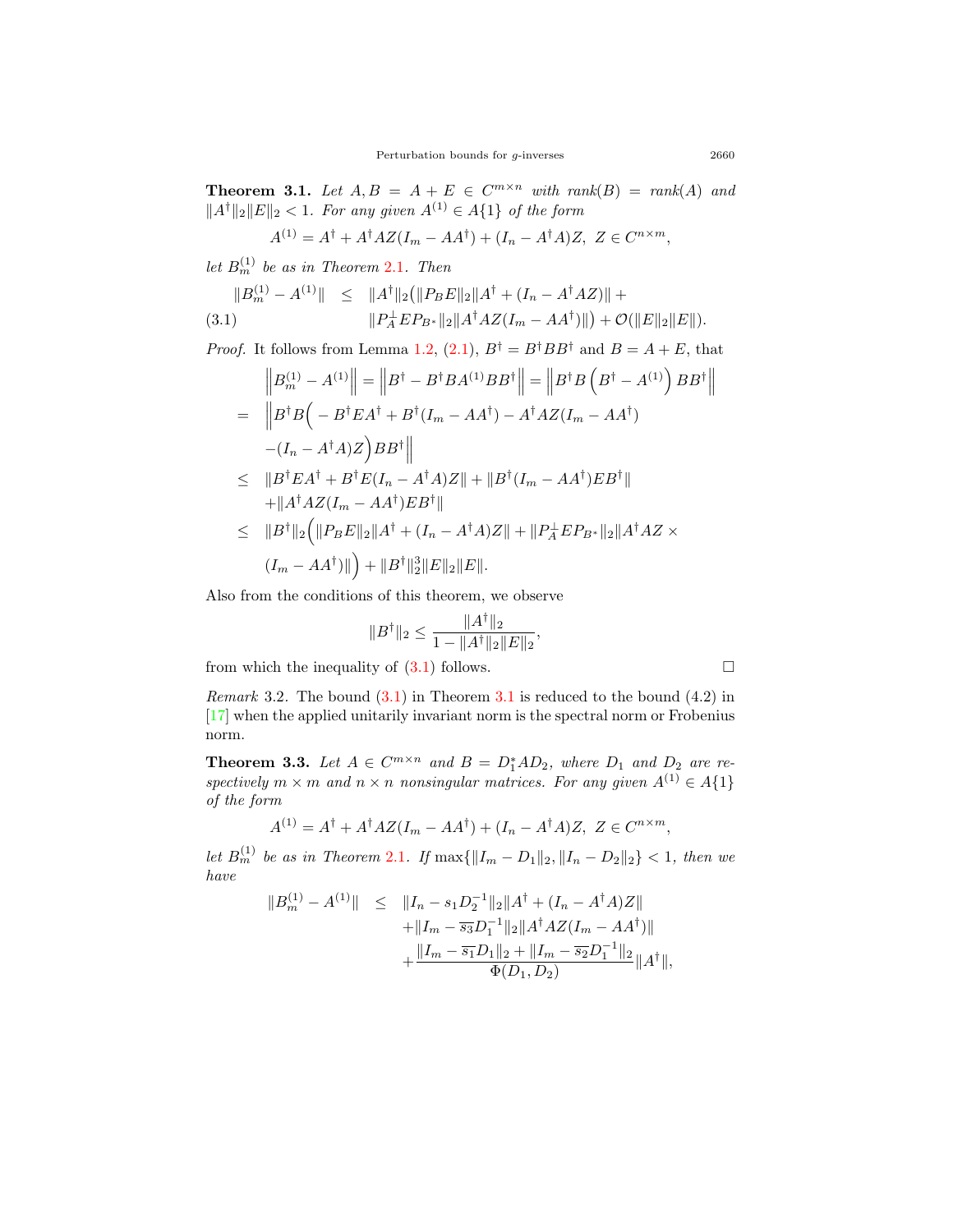**Theorem 3.1.** *Let $A, B = A + E \in C^{m\times n}$ with $rank(B) = rank(A)$ and $\|A^{\dagger}\|_2\|E\|_2 < 1$. For any given $A^{(1)} \in A\{1\}$ of the form*

$$A^{(1)} = A^{\dagger} + A^{\dagger}AZ(I_m - AA^{\dagger}) + (I_n - A^{\dagger}A)Z, \ Z \in C^{n\times m},$$

*let $B_m^{(1)}$ be as in Theorem 2.1. Then*

$$\begin{aligned}\|B_m^{(1)} - A^{(1)}\| \quad &\leq \quad \|A^{\dagger}\|_2\big(\|P_B E\|_2\|A^{\dagger} + (I_n - A^{\dagger}AZ)\| + \\ &\qquad \|P_A^{\perp} E P_{B^*}\|_2\|A^{\dagger}AZ(I_m - AA^{\dagger})\|\big) + \mathcal{O}(\|E\|_2\|E\|). \end{aligned} \tag{3.1}$$

*Proof.* It follows from Lemma 1.2, (2.1), $B^{\dagger} = B^{\dagger}BB^{\dagger}$ and $B = A + E$, that

$$\begin{aligned}
&\left\|B_m^{(1)} - A^{(1)}\right\| = \left\|B^{\dagger} - B^{\dagger}BA^{(1)}BB^{\dagger}\right\| = \left\|B^{\dagger}B\left(B^{\dagger} - A^{(1)}\right)BB^{\dagger}\right\| \\
= \ & \Big\|B^{\dagger}B\Big( - B^{\dagger}EA^{\dagger} + B^{\dagger}(I_m - AA^{\dagger}) - A^{\dagger}AZ(I_m - AA^{\dagger}) \\
& -(I_n - A^{\dagger}A)Z\Big)BB^{\dagger}\Big\| \\
\leq \ & \|B^{\dagger}EA^{\dagger} + B^{\dagger}E(I_n - A^{\dagger}A)Z\| + \|B^{\dagger}(I_m - AA^{\dagger})EB^{\dagger}\| \\
& +\|A^{\dagger}AZ(I_m - AA^{\dagger})EB^{\dagger}\| \\
\leq \ & \|B^{\dagger}\|_2\Big(\|P_B E\|_2\|A^{\dagger} + (I_n - A^{\dagger}A)Z\| + \|P_A^{\perp}EP_{B^*}\|_2\|A^{\dagger}AZ \times \\
& (I_m - AA^{\dagger})\|\Big) + \|B^{\dagger}\|_2^3\|E\|_2\|E\|.
\end{aligned}$$

Also from the conditions of this theorem, we observe

$$\|B^{\dagger}\|_2 \leq \frac{\|A^{\dagger}\|_2}{1 - \|A^{\dagger}\|_2\|E\|_2},$$

from which the inequality of (3.1) follows. □

*Remark* 3.2. The bound (3.1) in Theorem 3.1 is reduced to the bound (4.2) in [17] when the applied unitarily invariant norm is the spectral norm or Frobenius norm.

**Theorem 3.3.** *Let $A \in C^{m\times n}$ and $B = D_1^* A D_2$, where $D_1$ and $D_2$ are respectively $m \times m$ and $n \times n$ nonsingular matrices. For any given $A^{(1)} \in A\{1\}$ of the form*

$$A^{(1)} = A^{\dagger} + A^{\dagger}AZ(I_m - AA^{\dagger}) + (I_n - A^{\dagger}A)Z, \ Z \in C^{n\times m},$$

*let $B_m^{(1)}$ be as in Theorem 2.1. If $\max\{\|I_m - D_1\|_2, \|I_n - D_2\|_2\} < 1$, then we have*

$$\begin{aligned}\|B_m^{(1)} - A^{(1)}\| \quad \leq \quad & \|I_n - s_1 D_2^{-1}\|_2\|A^{\dagger} + (I_n - A^{\dagger}A)Z\| \\ & +\|I_m - \overline{s_3}D_1^{-1}\|_2\|A^{\dagger}AZ(I_m - AA^{\dagger})\| \\ & +\frac{\|I_m - \overline{s_1}D_1\|_2 + \|I_m - \overline{s_2}D_1^{-1}\|_2}{\Phi(D_1, D_2)}\|A^{\dagger}\|,\end{aligned}$$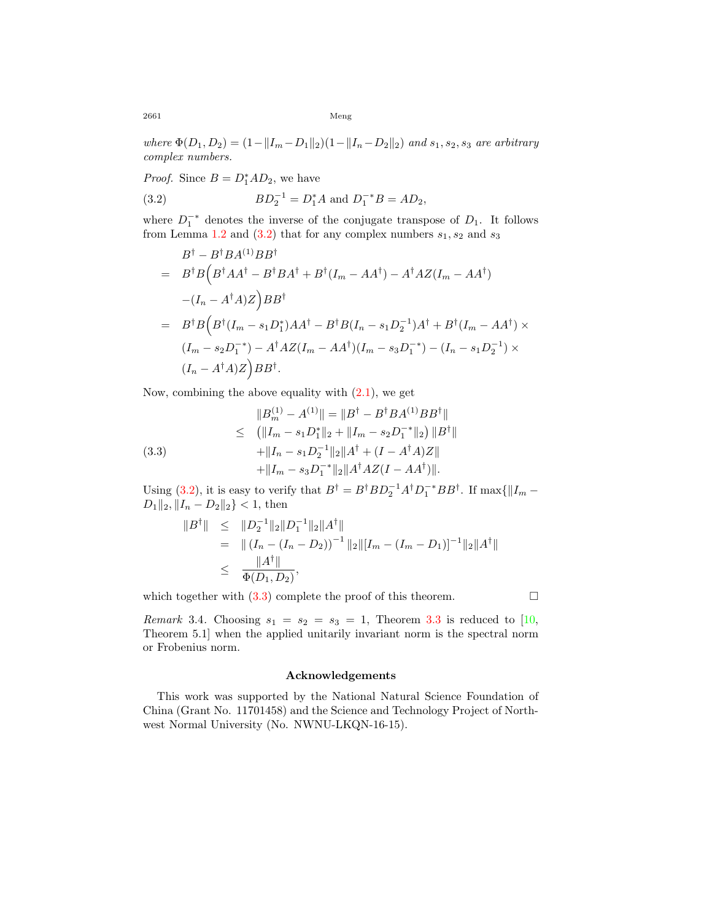*where* $\Phi(D_1, D_2) = (1-\|I_m - D_1\|_2)(1-\|I_n - D_2\|_2)$ *and* $s_1, s_2, s_3$ *are arbitrary complex numbers.*

*Proof.* Since $B = D_1^* A D_2$, we have

$$BD_2^{-1} = D_1^* A \text{ and } D_1^{-*} B = AD_2, \tag{3.2}$$

where $D_1^{-*}$ denotes the inverse of the conjugate transpose of $D_1$. It follows from Lemma 1.2 and (3.2) that for any complex numbers $s_1, s_2$ and $s_3$

$$\begin{aligned}
& B^\dagger - B^\dagger B A^{(1)} B B^\dagger \\
= \; & B^\dagger B\Big(B^\dagger A A^\dagger - B^\dagger B A^\dagger + B^\dagger (I_m - AA^\dagger) - A^\dagger A Z (I_m - AA^\dagger) \\
& -(I_n - A^\dagger A) Z\Big) B B^\dagger \\
= \; & B^\dagger B\Big(B^\dagger (I_m - s_1 D_1^*) A A^\dagger - B^\dagger B (I_n - s_1 D_2^{-1}) A^\dagger + B^\dagger (I_m - AA^\dagger) \times \\
& (I_m - s_2 D_1^{-*}) - A^\dagger A Z (I_m - AA^\dagger)(I_m - s_3 D_1^{-*}) - (I_n - s_1 D_2^{-1}) \times \\
& (I_n - A^\dagger A) Z\Big) B B^\dagger.
\end{aligned}$$

Now, combining the above equality with (2.1), we get

$$\begin{aligned}
\|B_m^{(1)} - A^{(1)}\| &= \|B^\dagger - B^\dagger B A^{(1)} B B^\dagger\| \\
&\leq \big(\|I_m - s_1 D_1^*\|_2 + \|I_m - s_2 D_1^{-*}\|_2\big) \|B^\dagger\| \\
&\quad + \|I_n - s_1 D_2^{-1}\|_2 \|A^\dagger + (I - A^\dagger A) Z\| \\
&\quad + \|I_m - s_3 D_1^{-*}\|_2 \|A^\dagger A Z (I - AA^\dagger)\|.
\end{aligned} \tag{3.3}$$

Using (3.2), it is easy to verify that $B^\dagger = B^\dagger B D_2^{-1} A^\dagger D_1^{-*} B B^\dagger$. If $\max\{\|I_m - D_1\|_2, \|I_n - D_2\|_2\} < 1$, then

$$\begin{aligned}
\|B^\dagger\| &\leq \|D_2^{-1}\|_2 \|D_1^{-1}\|_2 \|A^\dagger\| \\
&= \|\left(I_n - (I_n - D_2)\right)^{-1}\|_2 \|[I_m - (I_m - D_1)]^{-1}\|_2 \|A^\dagger\| \\
&\leq \frac{\|A^\dagger\|}{\Phi(D_1, D_2)},
\end{aligned}$$

which together with (3.3) complete the proof of this theorem. □

*Remark* 3.4. Choosing $s_1 = s_2 = s_3 = 1$, Theorem 3.3 is reduced to [10, Theorem 5.1] when the applied unitarily invariant norm is the spectral norm or Frobenius norm.

## Acknowledgements

This work was supported by the National Natural Science Foundation of China (Grant No. 11701458) and the Science and Technology Project of Northwest Normal University (No. NWNU-LKQN-16-15).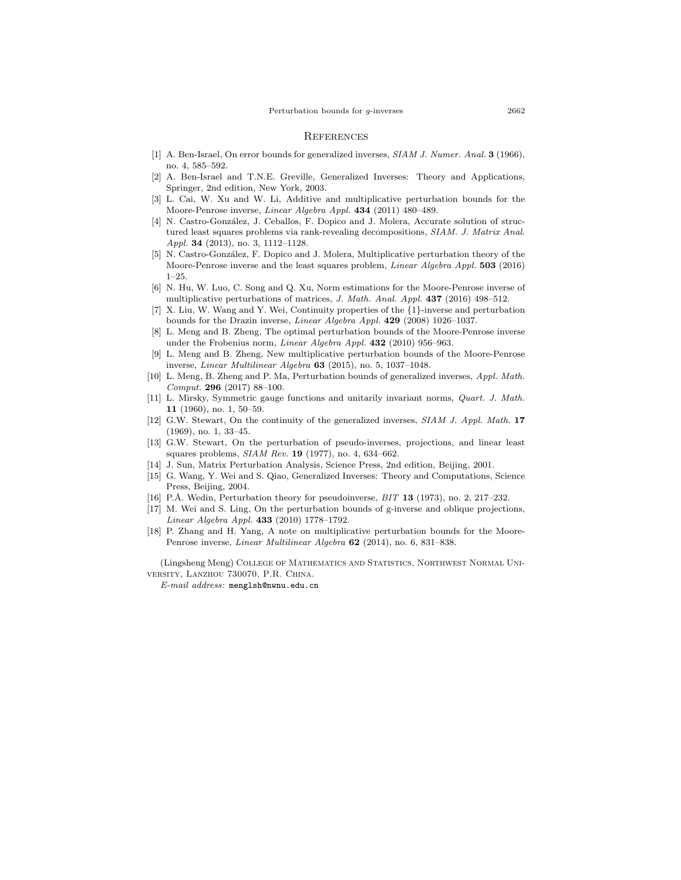## References

[1] A. Ben-Israel, On error bounds for generalized inverses, *SIAM J. Numer. Anal.* **3** (1966), no. 4, 585–592.

[2] A. Ben-Israel and T.N.E. Greville, Generalized Inverses: Theory and Applications, Springer, 2nd edition, New York, 2003.

[3] L. Cai, W. Xu and W. Li, Additive and multiplicative perturbation bounds for the Moore-Penrose inverse, *Linear Algebra Appl.* **434** (2011) 480–489.

[4] N. Castro-González, J. Ceballos, F. Dopico and J. Molera, Accurate solution of structured least squares problems via rank-revealing decompositions, *SIAM. J. Matrix Anal. Appl.* **34** (2013), no. 3, 1112–1128.

[5] N. Castro-González, F. Dopico and J. Molera, Multiplicative perturbation theory of the Moore-Penrose inverse and the least squares problem, *Linear Algebra Appl.* **503** (2016) 1–25.

[6] N. Hu, W. Luo, C. Song and Q. Xu, Norm estimations for the Moore-Penrose inverse of multiplicative perturbations of matrices, *J. Math. Anal. Appl.* **437** (2016) 498–512.

[7] X. Liu, W. Wang and Y. Wei, Continuity properties of the {1}-inverse and perturbation bounds for the Drazin inverse, *Linear Algebra Appl.* **429** (2008) 1026–1037.

[8] L. Meng and B. Zheng, The optimal perturbation bounds of the Moore-Penrose inverse under the Frobenius norm, *Linear Algebra Appl.* **432** (2010) 956–963.

[9] L. Meng and B. Zheng, New multiplicative perturbation bounds of the Moore-Penrose inverse, *Linear Multilinear Algebra* **63** (2015), no. 5, 1037–1048.

[10] L. Meng, B. Zheng and P. Ma, Perturbation bounds of generalized inverses, *Appl. Math. Comput.* **296** (2017) 88–100.

[11] L. Mirsky, Symmetric gauge functions and unitarily invariant norms, *Quart. J. Math.* **11** (1960), no. 1, 50–59.

[12] G.W. Stewart, On the continuity of the generalized inverses, *SIAM J. Appl. Math.* **17** (1969), no. 1, 33–45.

[13] G.W. Stewart, On the perturbation of pseudo-inverses, projections, and linear least squares problems, *SIAM Rev.* **19** (1977), no. 4, 634–662.

[14] J. Sun, Matrix Perturbation Analysis, Science Press, 2nd edition, Beijing, 2001.

[15] G. Wang, Y. Wei and S. Qiao, Generalized Inverses: Theory and Computations, Science Press, Beijing, 2004.

[16] P.Å. Wedin, Perturbation theory for pseudoinverse, *BIT* **13** (1973), no. 2, 217–232.

[17] M. Wei and S. Ling, On the perturbation bounds of g-inverse and oblique projections, *Linear Algebra Appl.* **433** (2010) 1778–1792.

[18] P. Zhang and H. Yang, A note on multiplicative perturbation bounds for the Moore-Penrose inverse, *Linear Multilinear Algebra* **62** (2014), no. 6, 831–838.

(Lingsheng Meng) College of Mathematics and Statistics, Northwest Normal University, Lanzhou 730070, P.R. China.

*E-mail address*: menglsh@nwnu.edu.cn